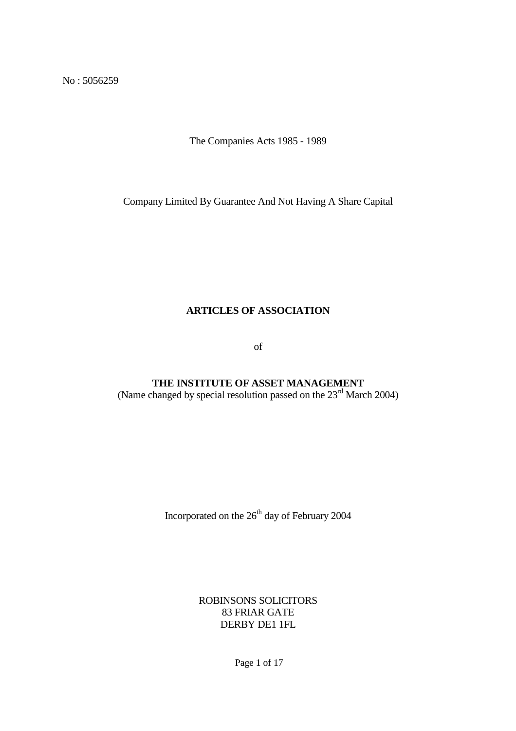No : 5056259

The Companies Acts 1985 - 1989

Company Limited By Guarantee And Not Having A Share Capital

# ARTICLES OF ASSOCIATION

of

# THE INSTITUTE OF ASSET MANAGEMENT

(Name changed by special resolution passed on the 23rd March 2004)

Incorporated on the 26th day of February 2004

ROBINSONS SOLICITORS
83 FRIAR GATE
DERBY DE1 1FL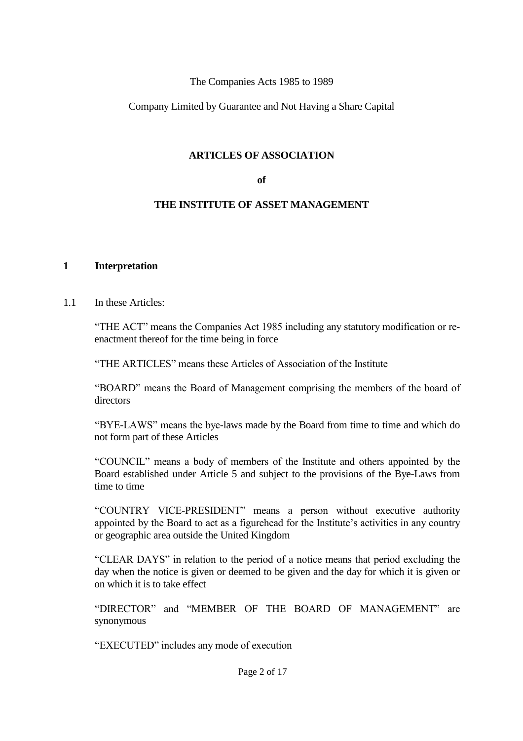The Companies Acts 1985 to 1989

Company Limited by Guarantee and Not Having a Share Capital

# ARTICLES OF ASSOCIATION

**of**

# THE INSTITUTE OF ASSET MANAGEMENT

## 1 Interpretation

1.1 In these Articles:

"THE ACT" means the Companies Act 1985 including any statutory modification or re-enactment thereof for the time being in force

"THE ARTICLES" means these Articles of Association of the Institute

"BOARD" means the Board of Management comprising the members of the board of directors

"BYE-LAWS" means the bye-laws made by the Board from time to time and which do not form part of these Articles

"COUNCIL" means a body of members of the Institute and others appointed by the Board established under Article 5 and subject to the provisions of the Bye-Laws from time to time

"COUNTRY VICE-PRESIDENT" means a person without executive authority appointed by the Board to act as a figurehead for the Institute's activities in any country or geographic area outside the United Kingdom

"CLEAR DAYS" in relation to the period of a notice means that period excluding the day when the notice is given or deemed to be given and the day for which it is given or on which it is to take effect

"DIRECTOR" and "MEMBER OF THE BOARD OF MANAGEMENT" are synonymous

"EXECUTED" includes any mode of execution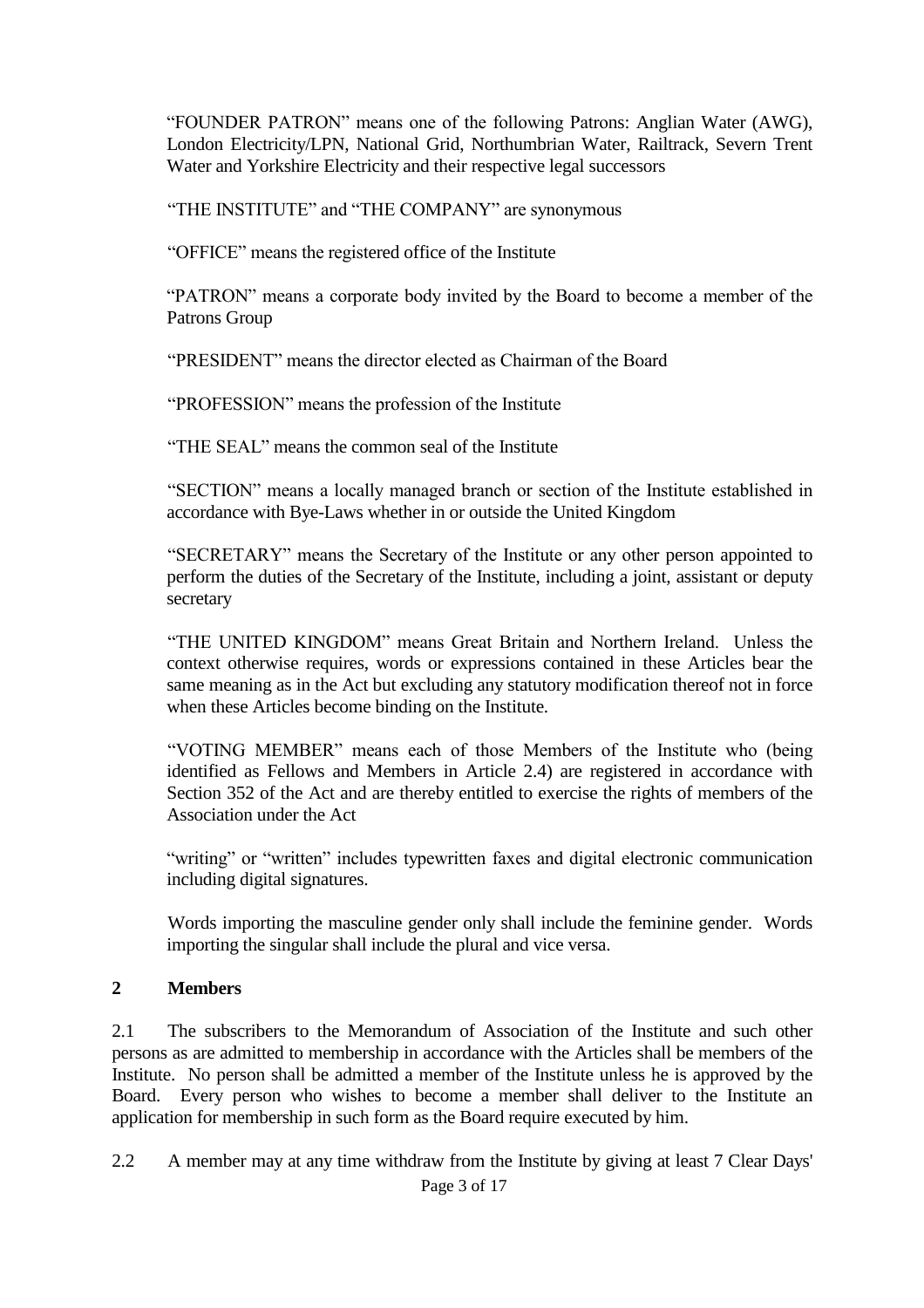"FOUNDER PATRON" means one of the following Patrons: Anglian Water (AWG), London Electricity/LPN, National Grid, Northumbrian Water, Railtrack, Severn Trent Water and Yorkshire Electricity and their respective legal successors

"THE INSTITUTE" and "THE COMPANY" are synonymous

"OFFICE" means the registered office of the Institute

"PATRON" means a corporate body invited by the Board to become a member of the Patrons Group

"PRESIDENT" means the director elected as Chairman of the Board

"PROFESSION" means the profession of the Institute

"THE SEAL" means the common seal of the Institute

"SECTION" means a locally managed branch or section of the Institute established in accordance with Bye-Laws whether in or outside the United Kingdom

"SECRETARY" means the Secretary of the Institute or any other person appointed to perform the duties of the Secretary of the Institute, including a joint, assistant or deputy secretary

"THE UNITED KINGDOM" means Great Britain and Northern Ireland. Unless the context otherwise requires, words or expressions contained in these Articles bear the same meaning as in the Act but excluding any statutory modification thereof not in force when these Articles become binding on the Institute.

"VOTING MEMBER" means each of those Members of the Institute who (being identified as Fellows and Members in Article 2.4) are registered in accordance with Section 352 of the Act and are thereby entitled to exercise the rights of members of the Association under the Act

"writing" or "written" includes typewritten faxes and digital electronic communication including digital signatures.

Words importing the masculine gender only shall include the feminine gender. Words importing the singular shall include the plural and vice versa.

## 2 Members

2.1 The subscribers to the Memorandum of Association of the Institute and such other persons as are admitted to membership in accordance with the Articles shall be members of the Institute. No person shall be admitted a member of the Institute unless he is approved by the Board. Every person who wishes to become a member shall deliver to the Institute an application for membership in such form as the Board require executed by him.

2.2 A member may at any time withdraw from the Institute by giving at least 7 Clear Days'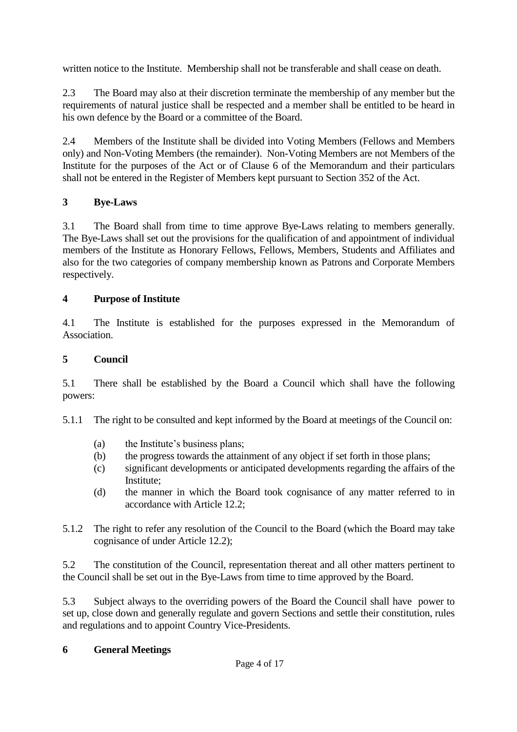written notice to the Institute. Membership shall not be transferable and shall cease on death.

2.3 The Board may also at their discretion terminate the membership of any member but the requirements of natural justice shall be respected and a member shall be entitled to be heard in his own defence by the Board or a committee of the Board.

2.4 Members of the Institute shall be divided into Voting Members (Fellows and Members only) and Non-Voting Members (the remainder). Non-Voting Members are not Members of the Institute for the purposes of the Act or of Clause 6 of the Memorandum and their particulars shall not be entered in the Register of Members kept pursuant to Section 352 of the Act.

## 3 Bye-Laws

3.1 The Board shall from time to time approve Bye-Laws relating to members generally. The Bye-Laws shall set out the provisions for the qualification of and appointment of individual members of the Institute as Honorary Fellows, Fellows, Members, Students and Affiliates and also for the two categories of company membership known as Patrons and Corporate Members respectively.

## 4 Purpose of Institute

4.1 The Institute is established for the purposes expressed in the Memorandum of Association.

## 5 Council

5.1 There shall be established by the Board a Council which shall have the following powers:

5.1.1 The right to be consulted and kept informed by the Board at meetings of the Council on:

- (a) the Institute's business plans;
- (b) the progress towards the attainment of any object if set forth in those plans;
- (c) significant developments or anticipated developments regarding the affairs of the Institute;
- (d) the manner in which the Board took cognisance of any matter referred to in accordance with Article 12.2;

5.1.2 The right to refer any resolution of the Council to the Board (which the Board may take cognisance of under Article 12.2);

5.2 The constitution of the Council, representation thereat and all other matters pertinent to the Council shall be set out in the Bye-Laws from time to time approved by the Board.

5.3 Subject always to the overriding powers of the Board the Council shall have power to set up, close down and generally regulate and govern Sections and settle their constitution, rules and regulations and to appoint Country Vice-Presidents.

## 6 General Meetings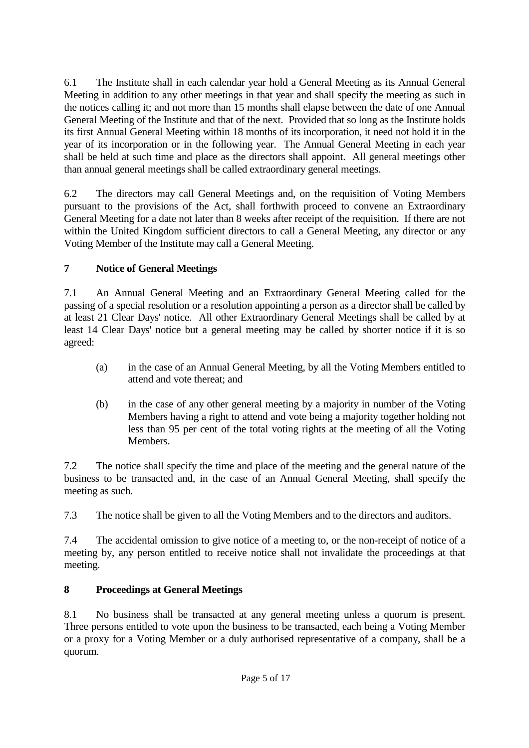6.1 The Institute shall in each calendar year hold a General Meeting as its Annual General Meeting in addition to any other meetings in that year and shall specify the meeting as such in the notices calling it; and not more than 15 months shall elapse between the date of one Annual General Meeting of the Institute and that of the next. Provided that so long as the Institute holds its first Annual General Meeting within 18 months of its incorporation, it need not hold it in the year of its incorporation or in the following year. The Annual General Meeting in each year shall be held at such time and place as the directors shall appoint. All general meetings other than annual general meetings shall be called extraordinary general meetings.

6.2 The directors may call General Meetings and, on the requisition of Voting Members pursuant to the provisions of the Act, shall forthwith proceed to convene an Extraordinary General Meeting for a date not later than 8 weeks after receipt of the requisition. If there are not within the United Kingdom sufficient directors to call a General Meeting, any director or any Voting Member of the Institute may call a General Meeting.

## 7 Notice of General Meetings

7.1 An Annual General Meeting and an Extraordinary General Meeting called for the passing of a special resolution or a resolution appointing a person as a director shall be called by at least 21 Clear Days' notice. All other Extraordinary General Meetings shall be called by at least 14 Clear Days' notice but a general meeting may be called by shorter notice if it is so agreed:

(a) in the case of an Annual General Meeting, by all the Voting Members entitled to attend and vote thereat; and

(b) in the case of any other general meeting by a majority in number of the Voting Members having a right to attend and vote being a majority together holding not less than 95 per cent of the total voting rights at the meeting of all the Voting Members.

7.2 The notice shall specify the time and place of the meeting and the general nature of the business to be transacted and, in the case of an Annual General Meeting, shall specify the meeting as such.

7.3 The notice shall be given to all the Voting Members and to the directors and auditors.

7.4 The accidental omission to give notice of a meeting to, or the non-receipt of notice of a meeting by, any person entitled to receive notice shall not invalidate the proceedings at that meeting.

## 8 Proceedings at General Meetings

8.1 No business shall be transacted at any general meeting unless a quorum is present. Three persons entitled to vote upon the business to be transacted, each being a Voting Member or a proxy for a Voting Member or a duly authorised representative of a company, shall be a quorum.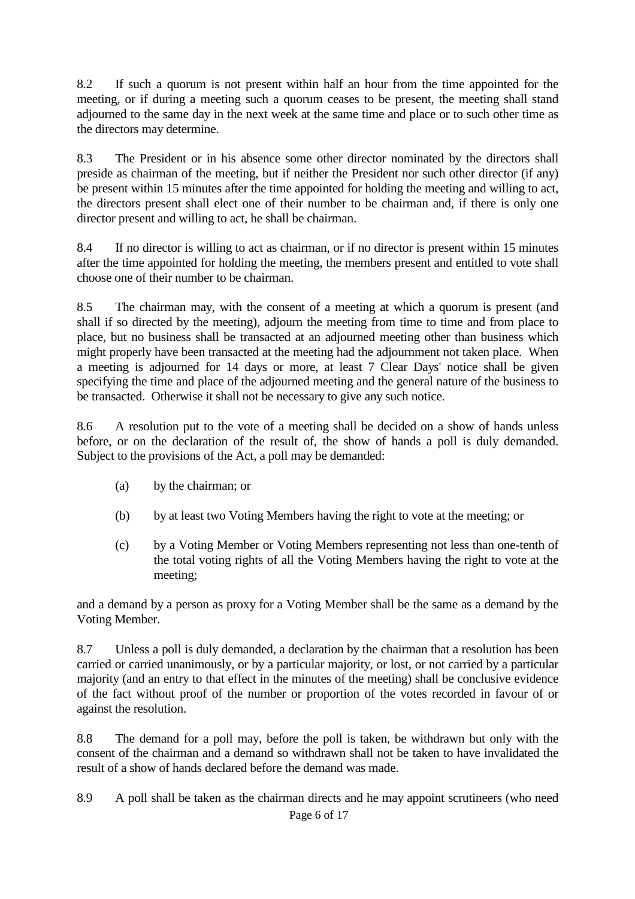8.2 If such a quorum is not present within half an hour from the time appointed for the meeting, or if during a meeting such a quorum ceases to be present, the meeting shall stand adjourned to the same day in the next week at the same time and place or to such other time as the directors may determine.

8.3 The President or in his absence some other director nominated by the directors shall preside as chairman of the meeting, but if neither the President nor such other director (if any) be present within 15 minutes after the time appointed for holding the meeting and willing to act, the directors present shall elect one of their number to be chairman and, if there is only one director present and willing to act, he shall be chairman.

8.4 If no director is willing to act as chairman, or if no director is present within 15 minutes after the time appointed for holding the meeting, the members present and entitled to vote shall choose one of their number to be chairman.

8.5 The chairman may, with the consent of a meeting at which a quorum is present (and shall if so directed by the meeting), adjourn the meeting from time to time and from place to place, but no business shall be transacted at an adjourned meeting other than business which might properly have been transacted at the meeting had the adjournment not taken place. When a meeting is adjourned for 14 days or more, at least 7 Clear Days' notice shall be given specifying the time and place of the adjourned meeting and the general nature of the business to be transacted. Otherwise it shall not be necessary to give any such notice.

8.6 A resolution put to the vote of a meeting shall be decided on a show of hands unless before, or on the declaration of the result of, the show of hands a poll is duly demanded. Subject to the provisions of the Act, a poll may be demanded:

(a) by the chairman; or

(b) by at least two Voting Members having the right to vote at the meeting; or

(c) by a Voting Member or Voting Members representing not less than one-tenth of the total voting rights of all the Voting Members having the right to vote at the meeting;

and a demand by a person as proxy for a Voting Member shall be the same as a demand by the Voting Member.

8.7 Unless a poll is duly demanded, a declaration by the chairman that a resolution has been carried or carried unanimously, or by a particular majority, or lost, or not carried by a particular majority (and an entry to that effect in the minutes of the meeting) shall be conclusive evidence of the fact without proof of the number or proportion of the votes recorded in favour of or against the resolution.

8.8 The demand for a poll may, before the poll is taken, be withdrawn but only with the consent of the chairman and a demand so withdrawn shall not be taken to have invalidated the result of a show of hands declared before the demand was made.

8.9 A poll shall be taken as the chairman directs and he may appoint scrutineers (who need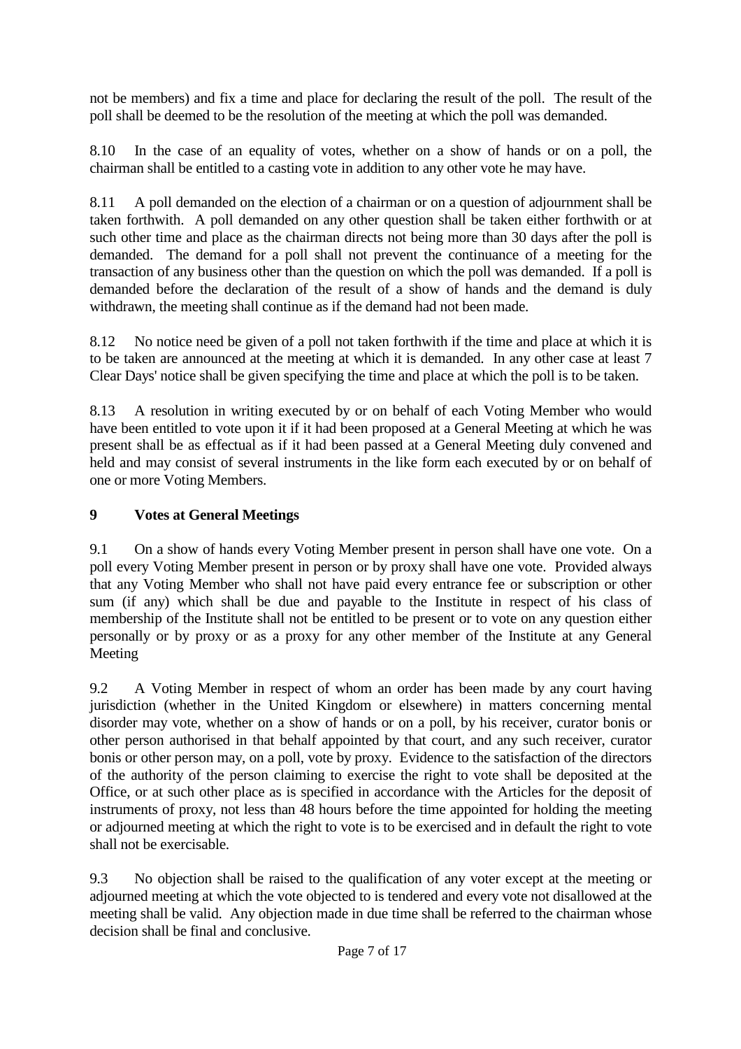not be members) and fix a time and place for declaring the result of the poll. The result of the poll shall be deemed to be the resolution of the meeting at which the poll was demanded.

8.10 In the case of an equality of votes, whether on a show of hands or on a poll, the chairman shall be entitled to a casting vote in addition to any other vote he may have.

8.11 A poll demanded on the election of a chairman or on a question of adjournment shall be taken forthwith. A poll demanded on any other question shall be taken either forthwith or at such other time and place as the chairman directs not being more than 30 days after the poll is demanded. The demand for a poll shall not prevent the continuance of a meeting for the transaction of any business other than the question on which the poll was demanded. If a poll is demanded before the declaration of the result of a show of hands and the demand is duly withdrawn, the meeting shall continue as if the demand had not been made.

8.12 No notice need be given of a poll not taken forthwith if the time and place at which it is to be taken are announced at the meeting at which it is demanded. In any other case at least 7 Clear Days' notice shall be given specifying the time and place at which the poll is to be taken.

8.13 A resolution in writing executed by or on behalf of each Voting Member who would have been entitled to vote upon it if it had been proposed at a General Meeting at which he was present shall be as effectual as if it had been passed at a General Meeting duly convened and held and may consist of several instruments in the like form each executed by or on behalf of one or more Voting Members.

## 9 Votes at General Meetings

9.1 On a show of hands every Voting Member present in person shall have one vote. On a poll every Voting Member present in person or by proxy shall have one vote. Provided always that any Voting Member who shall not have paid every entrance fee or subscription or other sum (if any) which shall be due and payable to the Institute in respect of his class of membership of the Institute shall not be entitled to be present or to vote on any question either personally or by proxy or as a proxy for any other member of the Institute at any General Meeting

9.2 A Voting Member in respect of whom an order has been made by any court having jurisdiction (whether in the United Kingdom or elsewhere) in matters concerning mental disorder may vote, whether on a show of hands or on a poll, by his receiver, curator bonis or other person authorised in that behalf appointed by that court, and any such receiver, curator bonis or other person may, on a poll, vote by proxy. Evidence to the satisfaction of the directors of the authority of the person claiming to exercise the right to vote shall be deposited at the Office, or at such other place as is specified in accordance with the Articles for the deposit of instruments of proxy, not less than 48 hours before the time appointed for holding the meeting or adjourned meeting at which the right to vote is to be exercised and in default the right to vote shall not be exercisable.

9.3 No objection shall be raised to the qualification of any voter except at the meeting or adjourned meeting at which the vote objected to is tendered and every vote not disallowed at the meeting shall be valid. Any objection made in due time shall be referred to the chairman whose decision shall be final and conclusive.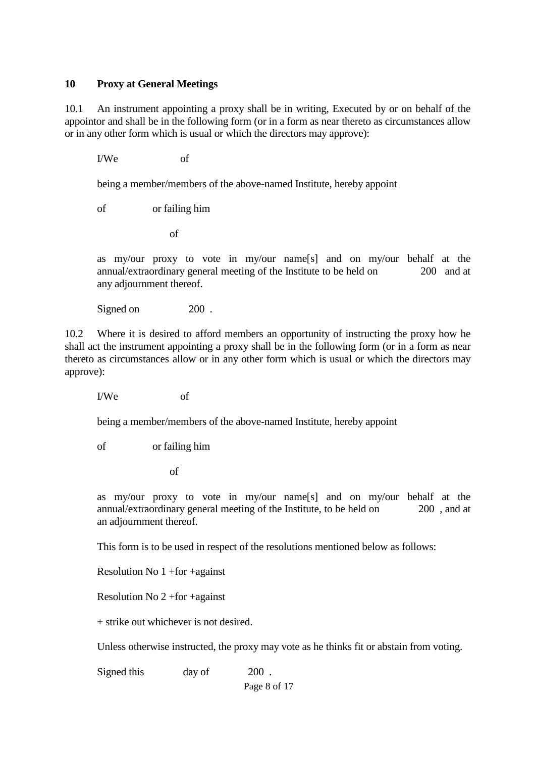## 10 Proxy at General Meetings

10.1 An instrument appointing a proxy shall be in writing, Executed by or on behalf of the appointor and shall be in the following form (or in a form as near thereto as circumstances allow or in any other form which is usual or which the directors may approve):

> I/We of
>
> being a member/members of the above-named Institute, hereby appoint
>
> of or failing him
>
> of
>
> as my/our proxy to vote in my/our name[s] and on my/our behalf at the annual/extraordinary general meeting of the Institute to be held on 200 and at any adjournment thereof.
>
> Signed on 200 .

10.2 Where it is desired to afford members an opportunity of instructing the proxy how he shall act the instrument appointing a proxy shall be in the following form (or in a form as near thereto as circumstances allow or in any other form which is usual or which the directors may approve):

> I/We of
>
> being a member/members of the above-named Institute, hereby appoint
>
> of or failing him
>
> of
>
> as my/our proxy to vote in my/our name[s] and on my/our behalf at the annual/extraordinary general meeting of the Institute, to be held on 200 , and at an adjournment thereof.
>
> This form is to be used in respect of the resolutions mentioned below as follows:
>
> Resolution No 1 +for +against
>
> Resolution No 2 +for +against
>
> + strike out whichever is not desired.
>
> Unless otherwise instructed, the proxy may vote as he thinks fit or abstain from voting.
>
> Signed this day of 200 .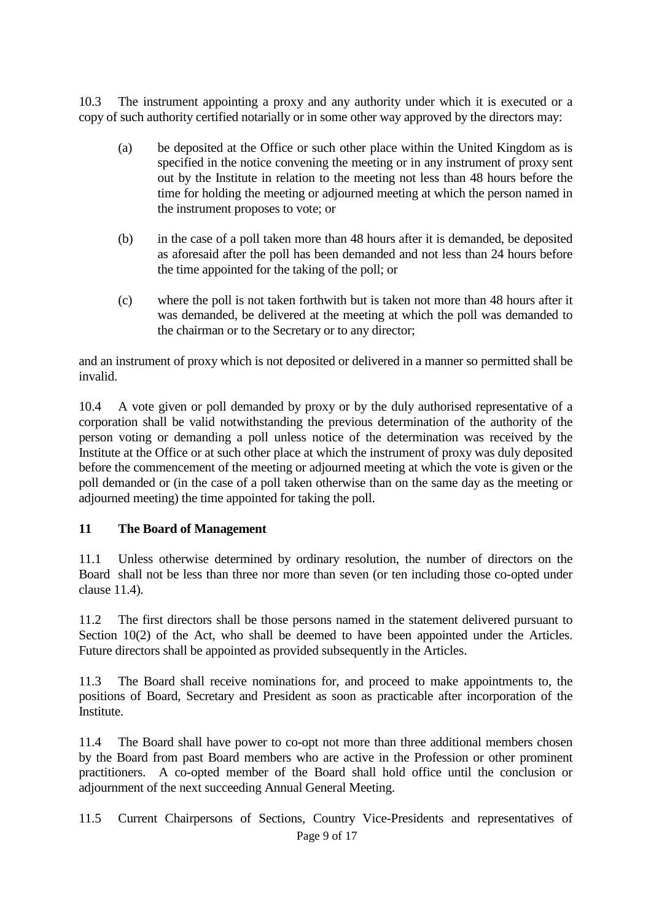10.3 The instrument appointing a proxy and any authority under which it is executed or a copy of such authority certified notarially or in some other way approved by the directors may:

(a) be deposited at the Office or such other place within the United Kingdom as is specified in the notice convening the meeting or in any instrument of proxy sent out by the Institute in relation to the meeting not less than 48 hours before the time for holding the meeting or adjourned meeting at which the person named in the instrument proposes to vote; or

(b) in the case of a poll taken more than 48 hours after it is demanded, be deposited as aforesaid after the poll has been demanded and not less than 24 hours before the time appointed for the taking of the poll; or

(c) where the poll is not taken forthwith but is taken not more than 48 hours after it was demanded, be delivered at the meeting at which the poll was demanded to the chairman or to the Secretary or to any director;

and an instrument of proxy which is not deposited or delivered in a manner so permitted shall be invalid.

10.4 A vote given or poll demanded by proxy or by the duly authorised representative of a corporation shall be valid notwithstanding the previous determination of the authority of the person voting or demanding a poll unless notice of the determination was received by the Institute at the Office or at such other place at which the instrument of proxy was duly deposited before the commencement of the meeting or adjourned meeting at which the vote is given or the poll demanded or (in the case of a poll taken otherwise than on the same day as the meeting or adjourned meeting) the time appointed for taking the poll.

## 11 The Board of Management

11.1 Unless otherwise determined by ordinary resolution, the number of directors on the Board shall not be less than three nor more than seven (or ten including those co-opted under clause 11.4).

11.2 The first directors shall be those persons named in the statement delivered pursuant to Section 10(2) of the Act, who shall be deemed to have been appointed under the Articles. Future directors shall be appointed as provided subsequently in the Articles.

11.3 The Board shall receive nominations for, and proceed to make appointments to, the positions of Board, Secretary and President as soon as practicable after incorporation of the Institute.

11.4 The Board shall have power to co-opt not more than three additional members chosen by the Board from past Board members who are active in the Profession or other prominent practitioners. A co-opted member of the Board shall hold office until the conclusion or adjournment of the next succeeding Annual General Meeting.

11.5 Current Chairpersons of Sections, Country Vice-Presidents and representatives of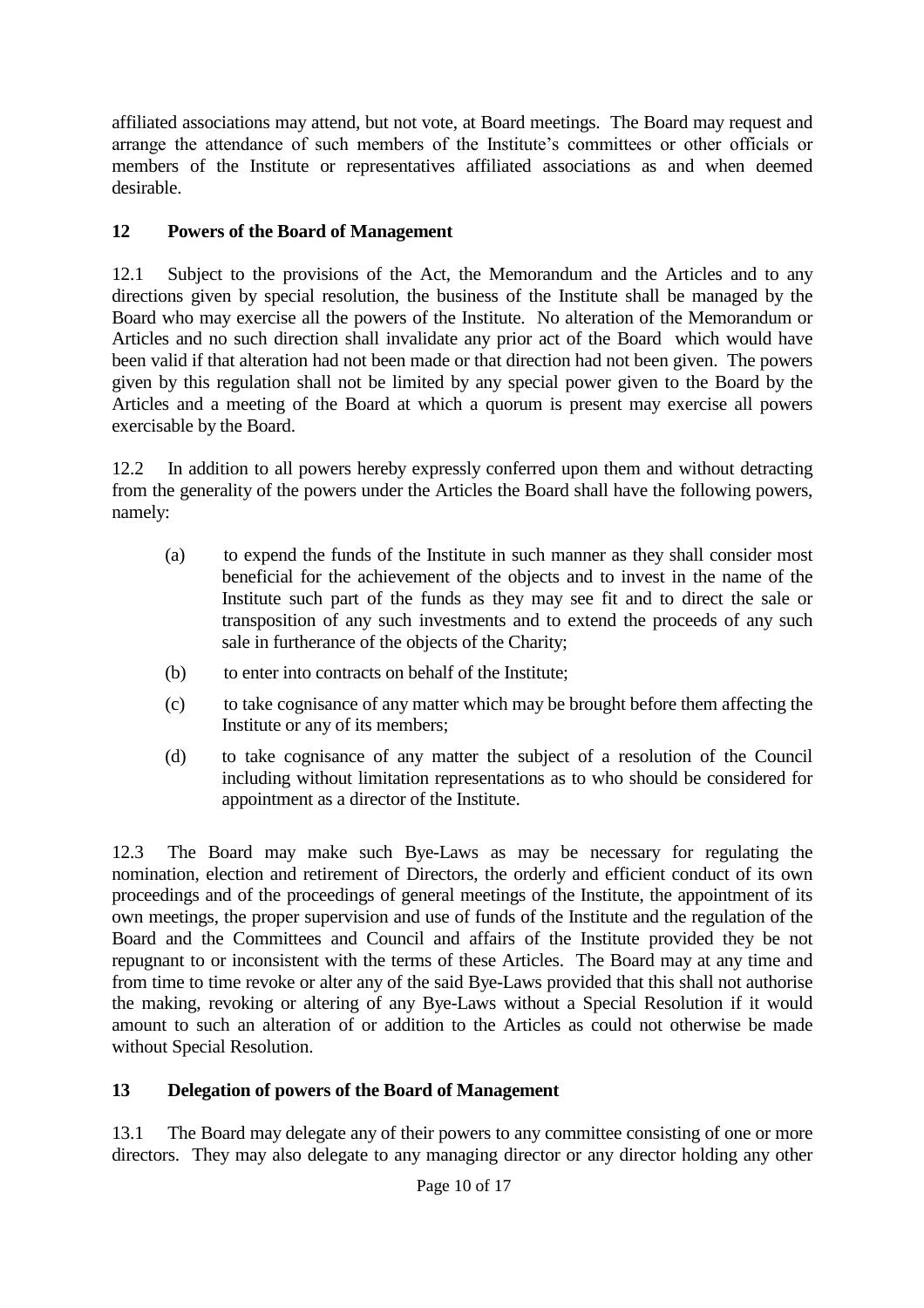affiliated associations may attend, but not vote, at Board meetings. The Board may request and arrange the attendance of such members of the Institute's committees or other officials or members of the Institute or representatives affiliated associations as and when deemed desirable.

## 12 Powers of the Board of Management

12.1 Subject to the provisions of the Act, the Memorandum and the Articles and to any directions given by special resolution, the business of the Institute shall be managed by the Board who may exercise all the powers of the Institute. No alteration of the Memorandum or Articles and no such direction shall invalidate any prior act of the Board which would have been valid if that alteration had not been made or that direction had not been given. The powers given by this regulation shall not be limited by any special power given to the Board by the Articles and a meeting of the Board at which a quorum is present may exercise all powers exercisable by the Board.

12.2 In addition to all powers hereby expressly conferred upon them and without detracting from the generality of the powers under the Articles the Board shall have the following powers, namely:

(a) to expend the funds of the Institute in such manner as they shall consider most beneficial for the achievement of the objects and to invest in the name of the Institute such part of the funds as they may see fit and to direct the sale or transposition of any such investments and to extend the proceeds of any such sale in furtherance of the objects of the Charity;

(b) to enter into contracts on behalf of the Institute;

(c) to take cognisance of any matter which may be brought before them affecting the Institute or any of its members;

(d) to take cognisance of any matter the subject of a resolution of the Council including without limitation representations as to who should be considered for appointment as a director of the Institute.

12.3 The Board may make such Bye-Laws as may be necessary for regulating the nomination, election and retirement of Directors, the orderly and efficient conduct of its own proceedings and of the proceedings of general meetings of the Institute, the appointment of its own meetings, the proper supervision and use of funds of the Institute and the regulation of the Board and the Committees and Council and affairs of the Institute provided they be not repugnant to or inconsistent with the terms of these Articles. The Board may at any time and from time to time revoke or alter any of the said Bye-Laws provided that this shall not authorise the making, revoking or altering of any Bye-Laws without a Special Resolution if it would amount to such an alteration of or addition to the Articles as could not otherwise be made without Special Resolution.

## 13 Delegation of powers of the Board of Management

13.1 The Board may delegate any of their powers to any committee consisting of one or more directors. They may also delegate to any managing director or any director holding any other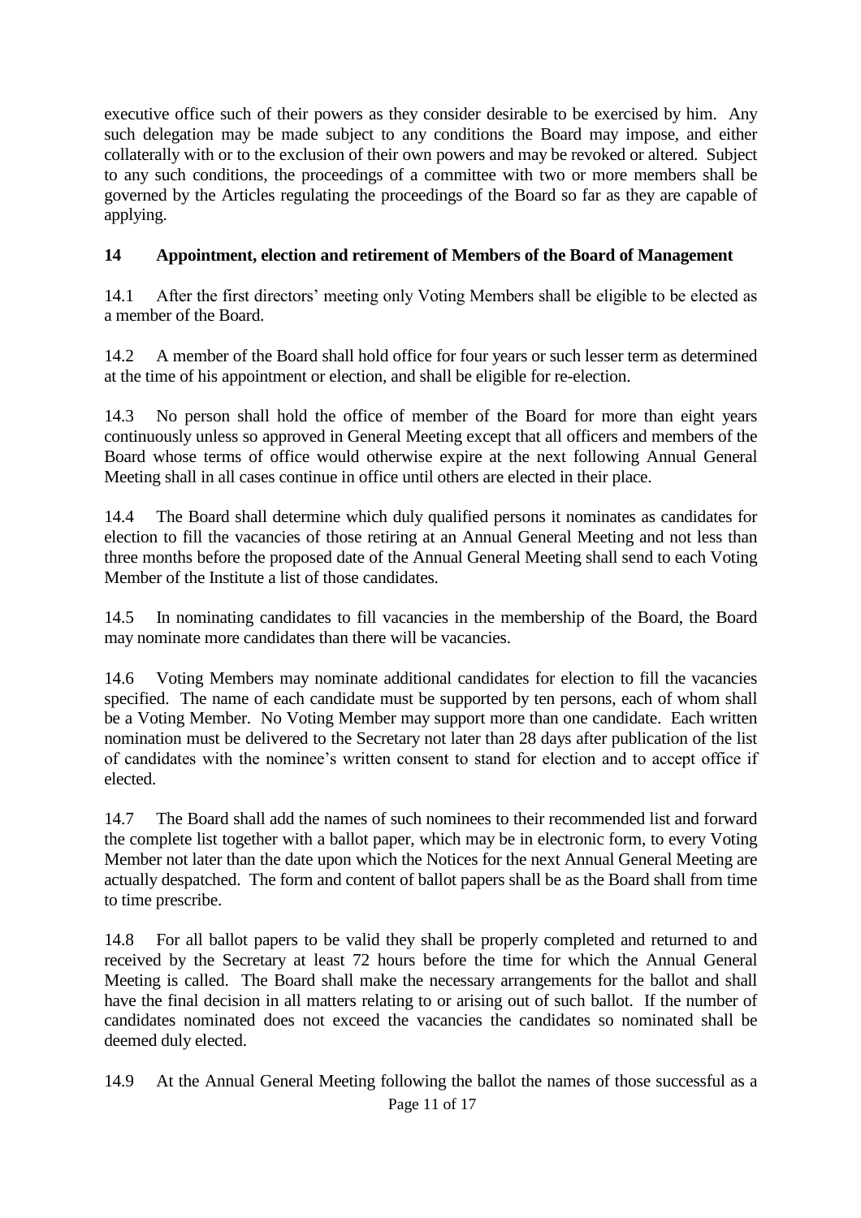executive office such of their powers as they consider desirable to be exercised by him. Any such delegation may be made subject to any conditions the Board may impose, and either collaterally with or to the exclusion of their own powers and may be revoked or altered. Subject to any such conditions, the proceedings of a committee with two or more members shall be governed by the Articles regulating the proceedings of the Board so far as they are capable of applying.

## 14 Appointment, election and retirement of Members of the Board of Management

14.1 After the first directors' meeting only Voting Members shall be eligible to be elected as a member of the Board.

14.2 A member of the Board shall hold office for four years or such lesser term as determined at the time of his appointment or election, and shall be eligible for re-election.

14.3 No person shall hold the office of member of the Board for more than eight years continuously unless so approved in General Meeting except that all officers and members of the Board whose terms of office would otherwise expire at the next following Annual General Meeting shall in all cases continue in office until others are elected in their place.

14.4 The Board shall determine which duly qualified persons it nominates as candidates for election to fill the vacancies of those retiring at an Annual General Meeting and not less than three months before the proposed date of the Annual General Meeting shall send to each Voting Member of the Institute a list of those candidates.

14.5 In nominating candidates to fill vacancies in the membership of the Board, the Board may nominate more candidates than there will be vacancies.

14.6 Voting Members may nominate additional candidates for election to fill the vacancies specified. The name of each candidate must be supported by ten persons, each of whom shall be a Voting Member. No Voting Member may support more than one candidate. Each written nomination must be delivered to the Secretary not later than 28 days after publication of the list of candidates with the nominee's written consent to stand for election and to accept office if elected.

14.7 The Board shall add the names of such nominees to their recommended list and forward the complete list together with a ballot paper, which may be in electronic form, to every Voting Member not later than the date upon which the Notices for the next Annual General Meeting are actually despatched. The form and content of ballot papers shall be as the Board shall from time to time prescribe.

14.8 For all ballot papers to be valid they shall be properly completed and returned to and received by the Secretary at least 72 hours before the time for which the Annual General Meeting is called. The Board shall make the necessary arrangements for the ballot and shall have the final decision in all matters relating to or arising out of such ballot. If the number of candidates nominated does not exceed the vacancies the candidates so nominated shall be deemed duly elected.

14.9 At the Annual General Meeting following the ballot the names of those successful as a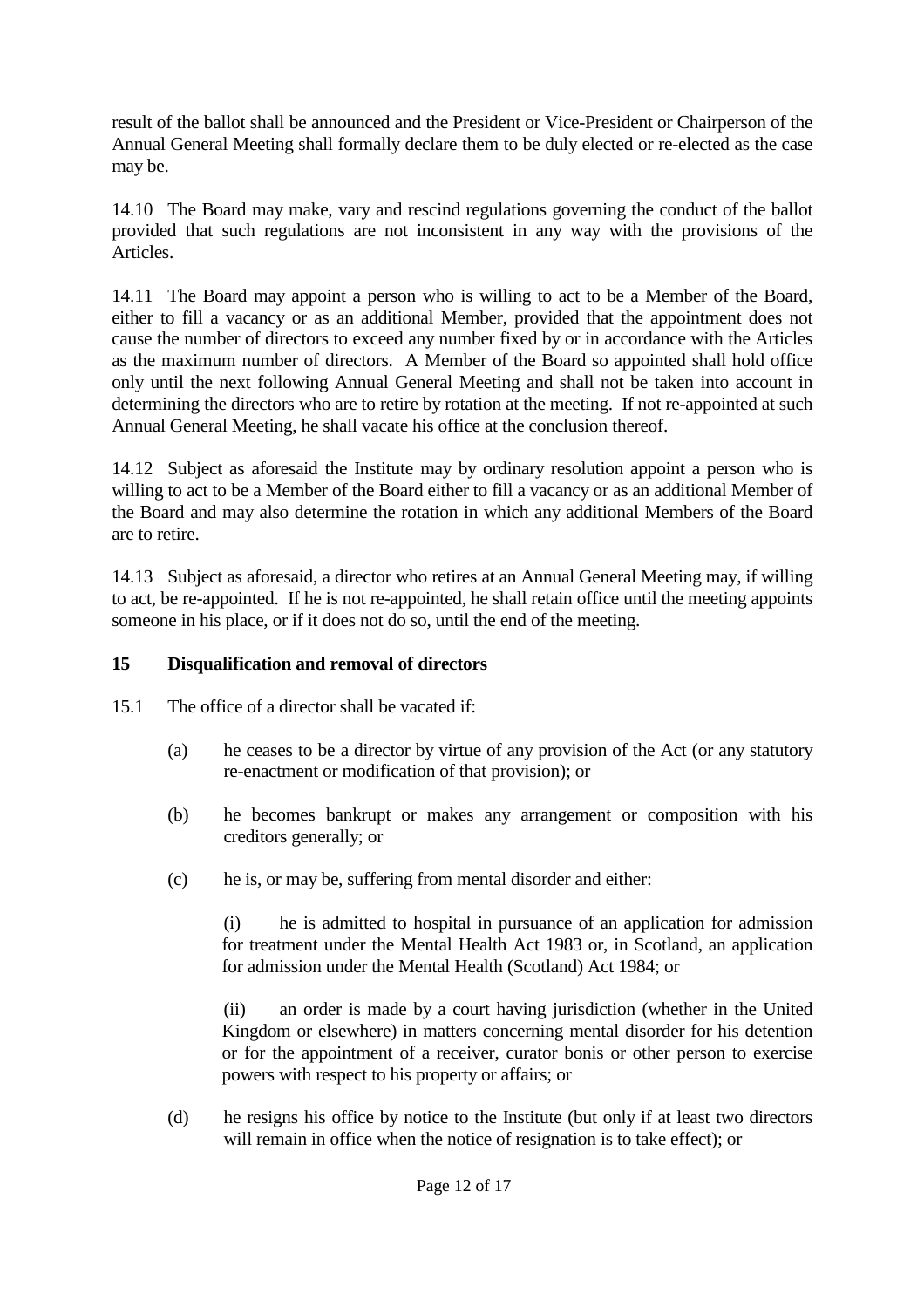result of the ballot shall be announced and the President or Vice-President or Chairperson of the Annual General Meeting shall formally declare them to be duly elected or re-elected as the case may be.

14.10 The Board may make, vary and rescind regulations governing the conduct of the ballot provided that such regulations are not inconsistent in any way with the provisions of the Articles.

14.11 The Board may appoint a person who is willing to act to be a Member of the Board, either to fill a vacancy or as an additional Member, provided that the appointment does not cause the number of directors to exceed any number fixed by or in accordance with the Articles as the maximum number of directors. A Member of the Board so appointed shall hold office only until the next following Annual General Meeting and shall not be taken into account in determining the directors who are to retire by rotation at the meeting. If not re-appointed at such Annual General Meeting, he shall vacate his office at the conclusion thereof.

14.12 Subject as aforesaid the Institute may by ordinary resolution appoint a person who is willing to act to be a Member of the Board either to fill a vacancy or as an additional Member of the Board and may also determine the rotation in which any additional Members of the Board are to retire.

14.13 Subject as aforesaid, a director who retires at an Annual General Meeting may, if willing to act, be re-appointed. If he is not re-appointed, he shall retain office until the meeting appoints someone in his place, or if it does not do so, until the end of the meeting.

## 15 Disqualification and removal of directors

15.1 The office of a director shall be vacated if:

(a) he ceases to be a director by virtue of any provision of the Act (or any statutory re-enactment or modification of that provision); or

(b) he becomes bankrupt or makes any arrangement or composition with his creditors generally; or

(c) he is, or may be, suffering from mental disorder and either:

(i) he is admitted to hospital in pursuance of an application for admission for treatment under the Mental Health Act 1983 or, in Scotland, an application for admission under the Mental Health (Scotland) Act 1984; or

(ii) an order is made by a court having jurisdiction (whether in the United Kingdom or elsewhere) in matters concerning mental disorder for his detention or for the appointment of a receiver, curator bonis or other person to exercise powers with respect to his property or affairs; or

(d) he resigns his office by notice to the Institute (but only if at least two directors will remain in office when the notice of resignation is to take effect); or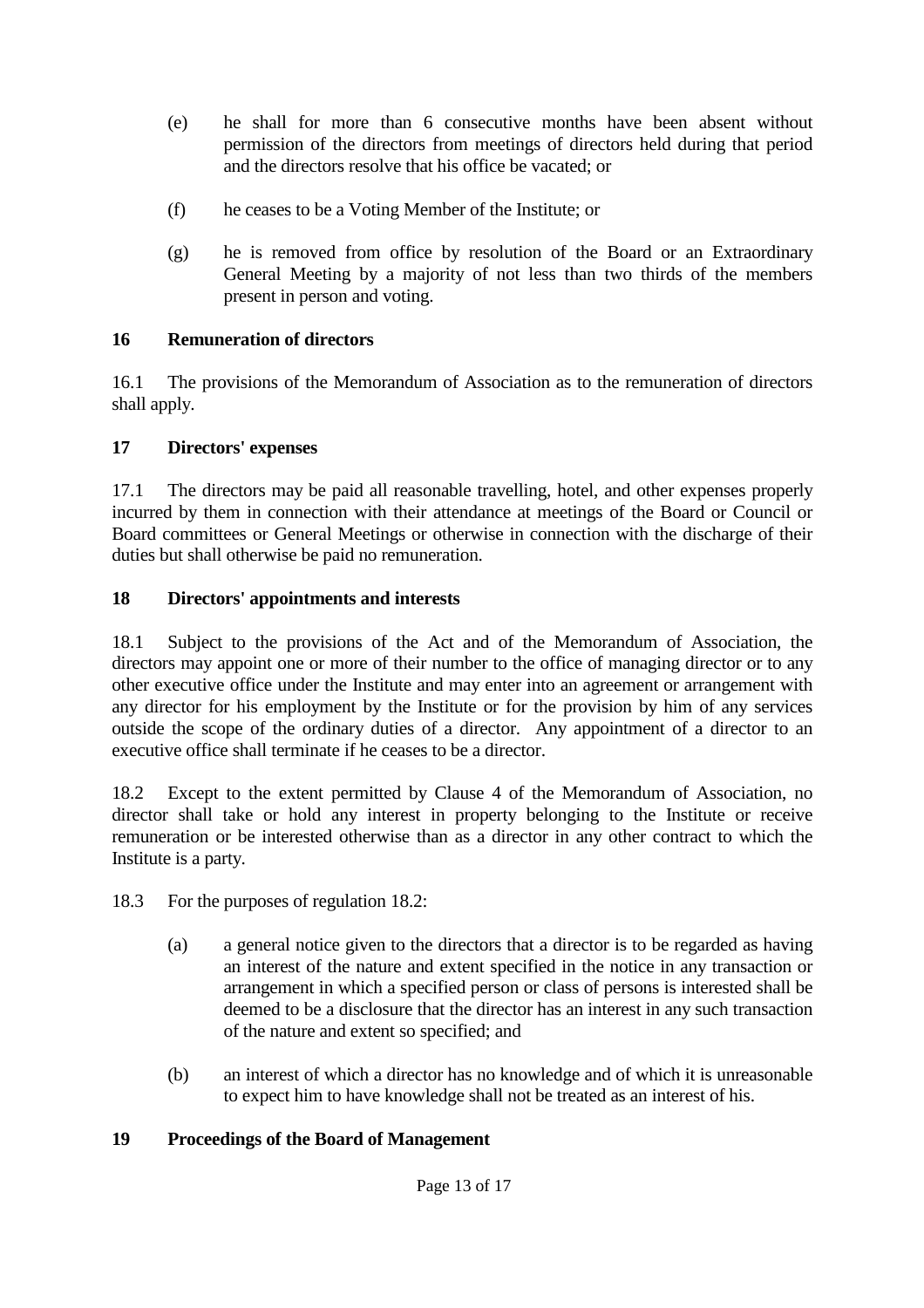(e) he shall for more than 6 consecutive months have been absent without permission of the directors from meetings of directors held during that period and the directors resolve that his office be vacated; or

(f) he ceases to be a Voting Member of the Institute; or

(g) he is removed from office by resolution of the Board or an Extraordinary General Meeting by a majority of not less than two thirds of the members present in person and voting.

## 16 Remuneration of directors

16.1 The provisions of the Memorandum of Association as to the remuneration of directors shall apply.

## 17 Directors' expenses

17.1 The directors may be paid all reasonable travelling, hotel, and other expenses properly incurred by them in connection with their attendance at meetings of the Board or Council or Board committees or General Meetings or otherwise in connection with the discharge of their duties but shall otherwise be paid no remuneration.

## 18 Directors' appointments and interests

18.1 Subject to the provisions of the Act and of the Memorandum of Association, the directors may appoint one or more of their number to the office of managing director or to any other executive office under the Institute and may enter into an agreement or arrangement with any director for his employment by the Institute or for the provision by him of any services outside the scope of the ordinary duties of a director. Any appointment of a director to an executive office shall terminate if he ceases to be a director.

18.2 Except to the extent permitted by Clause 4 of the Memorandum of Association, no director shall take or hold any interest in property belonging to the Institute or receive remuneration or be interested otherwise than as a director in any other contract to which the Institute is a party.

18.3 For the purposes of regulation 18.2:

(a) a general notice given to the directors that a director is to be regarded as having an interest of the nature and extent specified in the notice in any transaction or arrangement in which a specified person or class of persons is interested shall be deemed to be a disclosure that the director has an interest in any such transaction of the nature and extent so specified; and

(b) an interest of which a director has no knowledge and of which it is unreasonable to expect him to have knowledge shall not be treated as an interest of his.

## 19 Proceedings of the Board of Management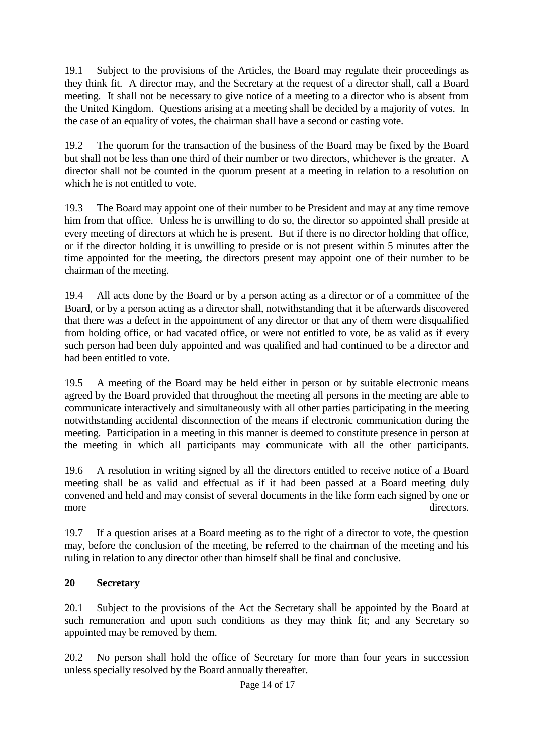19.1 Subject to the provisions of the Articles, the Board may regulate their proceedings as they think fit. A director may, and the Secretary at the request of a director shall, call a Board meeting. It shall not be necessary to give notice of a meeting to a director who is absent from the United Kingdom. Questions arising at a meeting shall be decided by a majority of votes. In the case of an equality of votes, the chairman shall have a second or casting vote.

19.2 The quorum for the transaction of the business of the Board may be fixed by the Board but shall not be less than one third of their number or two directors, whichever is the greater. A director shall not be counted in the quorum present at a meeting in relation to a resolution on which he is not entitled to vote.

19.3 The Board may appoint one of their number to be President and may at any time remove him from that office. Unless he is unwilling to do so, the director so appointed shall preside at every meeting of directors at which he is present. But if there is no director holding that office, or if the director holding it is unwilling to preside or is not present within 5 minutes after the time appointed for the meeting, the directors present may appoint one of their number to be chairman of the meeting.

19.4 All acts done by the Board or by a person acting as a director or of a committee of the Board, or by a person acting as a director shall, notwithstanding that it be afterwards discovered that there was a defect in the appointment of any director or that any of them were disqualified from holding office, or had vacated office, or were not entitled to vote, be as valid as if every such person had been duly appointed and was qualified and had continued to be a director and had been entitled to vote.

19.5 A meeting of the Board may be held either in person or by suitable electronic means agreed by the Board provided that throughout the meeting all persons in the meeting are able to communicate interactively and simultaneously with all other parties participating in the meeting notwithstanding accidental disconnection of the means if electronic communication during the meeting. Participation in a meeting in this manner is deemed to constitute presence in person at the meeting in which all participants may communicate with all the other participants.

19.6 A resolution in writing signed by all the directors entitled to receive notice of a Board meeting shall be as valid and effectual as if it had been passed at a Board meeting duly convened and held and may consist of several documents in the like form each signed by one or more directors.

19.7 If a question arises at a Board meeting as to the right of a director to vote, the question may, before the conclusion of the meeting, be referred to the chairman of the meeting and his ruling in relation to any director other than himself shall be final and conclusive.

## 20 Secretary

20.1 Subject to the provisions of the Act the Secretary shall be appointed by the Board at such remuneration and upon such conditions as they may think fit; and any Secretary so appointed may be removed by them.

20.2 No person shall hold the office of Secretary for more than four years in succession unless specially resolved by the Board annually thereafter.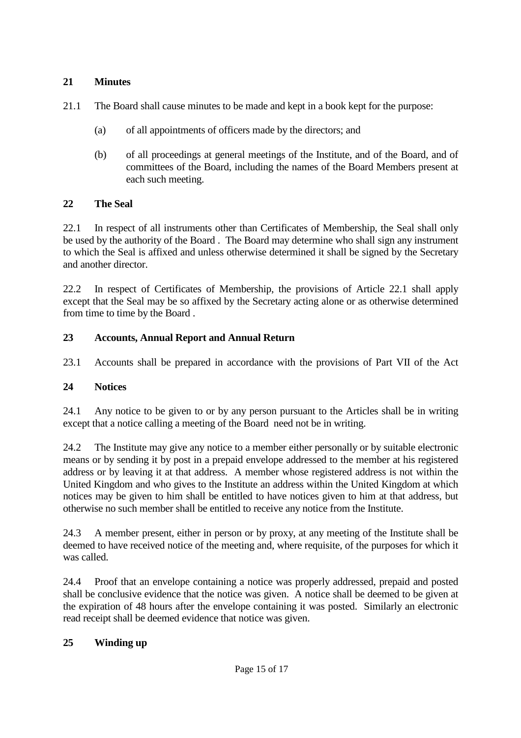## 21 Minutes

21.1 The Board shall cause minutes to be made and kept in a book kept for the purpose:

(a) of all appointments of officers made by the directors; and

(b) of all proceedings at general meetings of the Institute, and of the Board, and of committees of the Board, including the names of the Board Members present at each such meeting.

## 22 The Seal

22.1 In respect of all instruments other than Certificates of Membership, the Seal shall only be used by the authority of the Board . The Board may determine who shall sign any instrument to which the Seal is affixed and unless otherwise determined it shall be signed by the Secretary and another director.

22.2 In respect of Certificates of Membership, the provisions of Article 22.1 shall apply except that the Seal may be so affixed by the Secretary acting alone or as otherwise determined from time to time by the Board .

## 23 Accounts, Annual Report and Annual Return

23.1 Accounts shall be prepared in accordance with the provisions of Part VII of the Act

## 24 Notices

24.1 Any notice to be given to or by any person pursuant to the Articles shall be in writing except that a notice calling a meeting of the Board need not be in writing.

24.2 The Institute may give any notice to a member either personally or by suitable electronic means or by sending it by post in a prepaid envelope addressed to the member at his registered address or by leaving it at that address. A member whose registered address is not within the United Kingdom and who gives to the Institute an address within the United Kingdom at which notices may be given to him shall be entitled to have notices given to him at that address, but otherwise no such member shall be entitled to receive any notice from the Institute.

24.3 A member present, either in person or by proxy, at any meeting of the Institute shall be deemed to have received notice of the meeting and, where requisite, of the purposes for which it was called.

24.4 Proof that an envelope containing a notice was properly addressed, prepaid and posted shall be conclusive evidence that the notice was given. A notice shall be deemed to be given at the expiration of 48 hours after the envelope containing it was posted. Similarly an electronic read receipt shall be deemed evidence that notice was given.

## 25 Winding up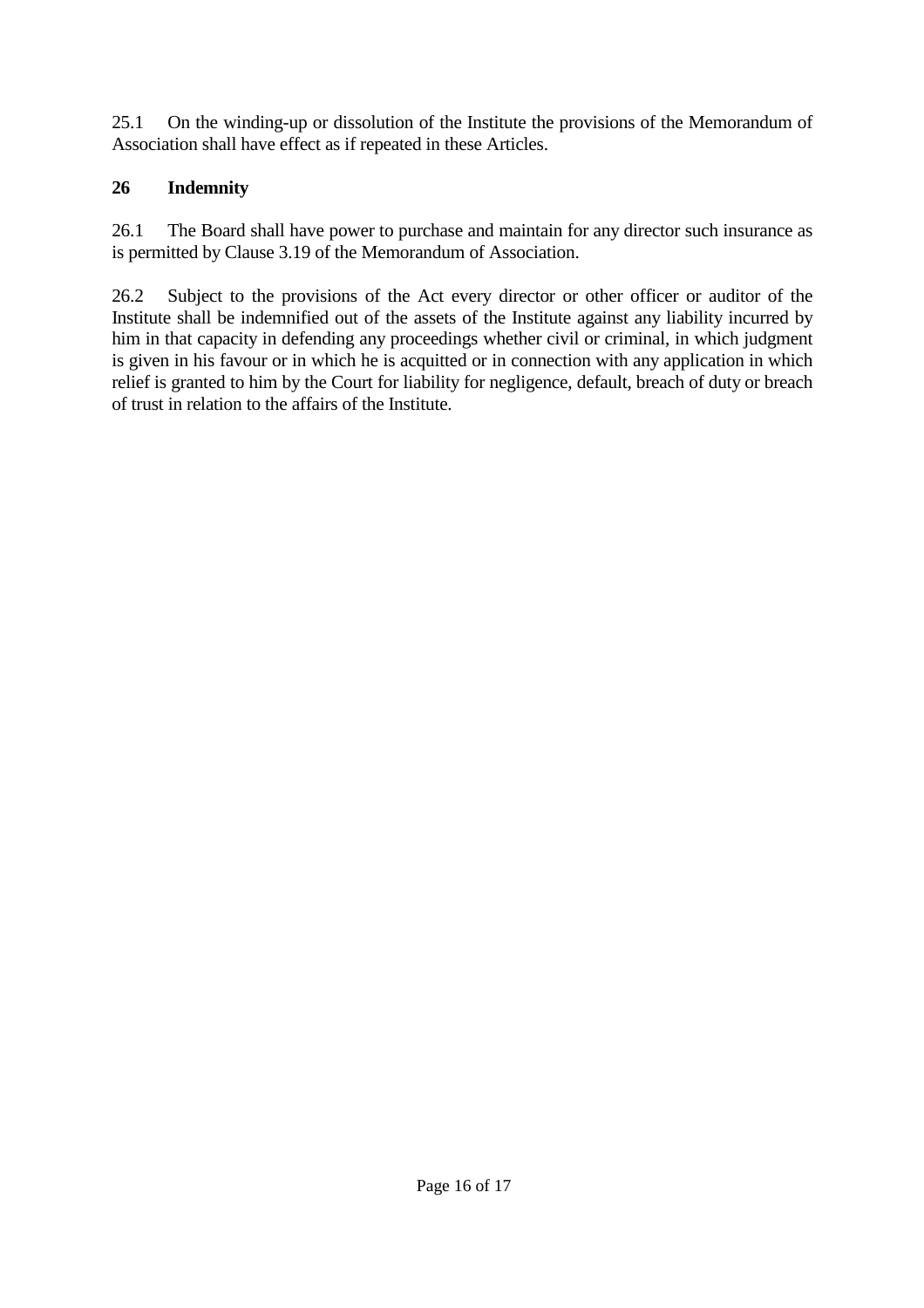25.1 On the winding-up or dissolution of the Institute the provisions of the Memorandum of Association shall have effect as if repeated in these Articles.

## 26 Indemnity

26.1 The Board shall have power to purchase and maintain for any director such insurance as is permitted by Clause 3.19 of the Memorandum of Association.

26.2 Subject to the provisions of the Act every director or other officer or auditor of the Institute shall be indemnified out of the assets of the Institute against any liability incurred by him in that capacity in defending any proceedings whether civil or criminal, in which judgment is given in his favour or in which he is acquitted or in connection with any application in which relief is granted to him by the Court for liability for negligence, default, breach of duty or breach of trust in relation to the affairs of the Institute.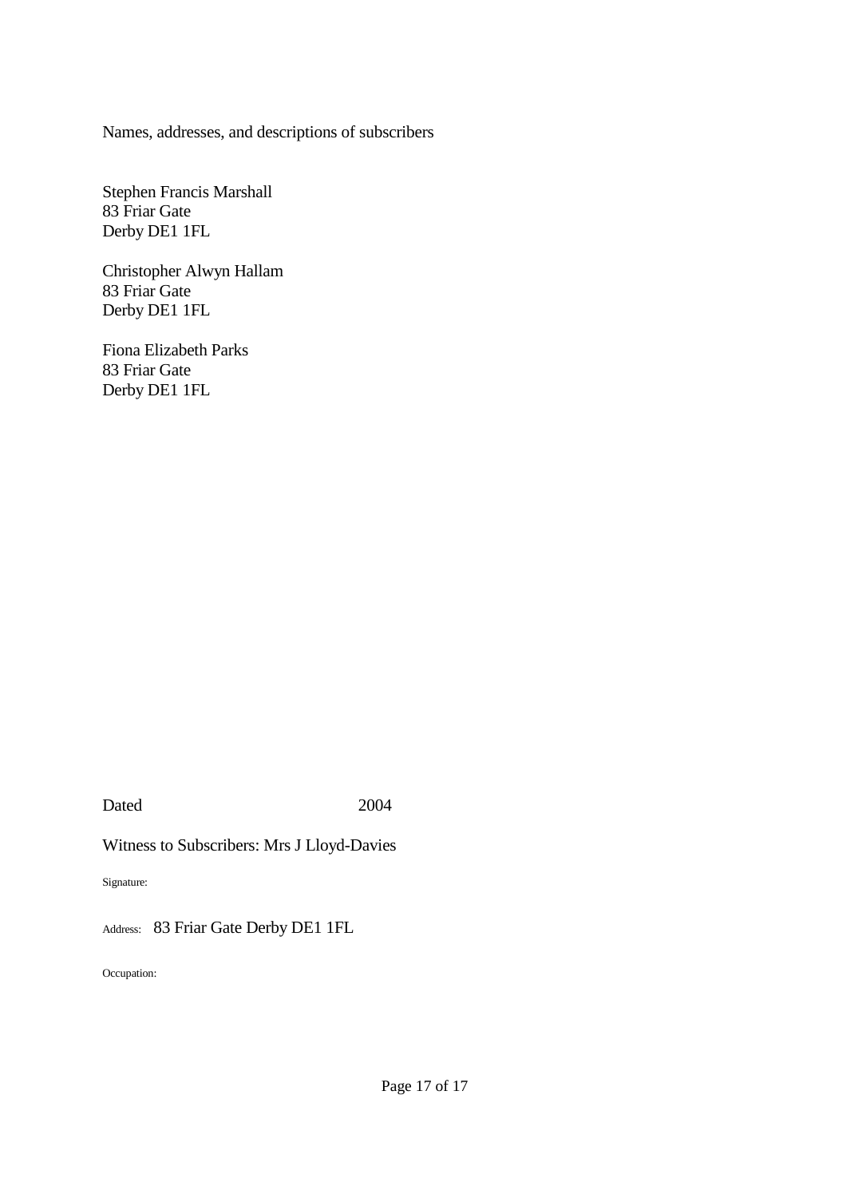Names, addresses, and descriptions of subscribers

Stephen Francis Marshall
83 Friar Gate
Derby DE1 1FL

Christopher Alwyn Hallam
83 Friar Gate
Derby DE1 1FL

Fiona Elizabeth Parks
83 Friar Gate
Derby DE1 1FL

Dated 2004

Witness to Subscribers: Mrs J Lloyd-Davies

Signature:

Address: 83 Friar Gate Derby DE1 1FL

Occupation: